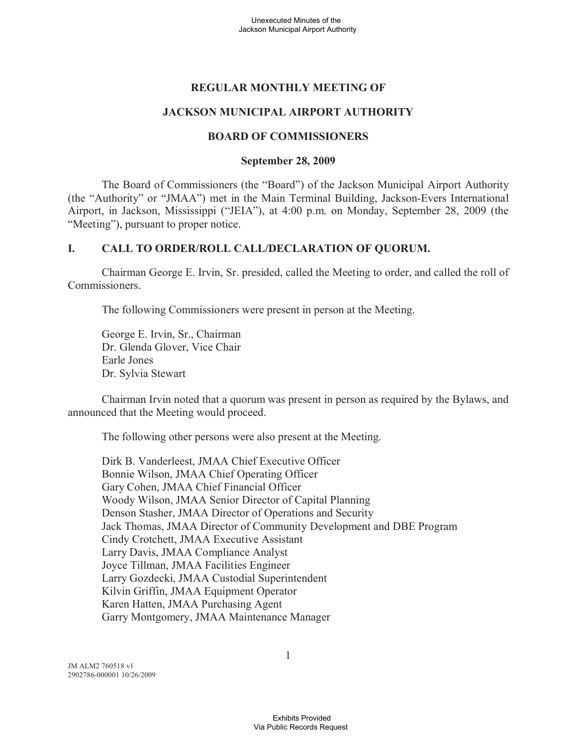# REGULAR MONTHLY MEETING OF

# JACKSON MUNICIPAL AIRPORT AUTHORITY

# BOARD OF COMMISSIONERS

## September 28, 2009

The Board of Commissioners (the "Board") of the Jackson Municipal Airport Authority (the "Authority" or "JMAA") met in the Main Terminal Building, Jackson-Evers International Airport, in Jackson, Mississippi ("JEIA"), at 4:00 p.m. on Monday, September 28, 2009 (the "Meeting"), pursuant to proper notice.

## I. CALL TO ORDER/ROLL CALL/DECLARATION OF QUORUM.

Chairman George E. Irvin, Sr. presided, called the Meeting to order, and called the roll of Commissioners.

The following Commissioners were present in person at the Meeting.

George E. Irvin, Sr., Chairman
Dr. Glenda Glover, Vice Chair
Earle Jones
Dr. Sylvia Stewart

Chairman Irvin noted that a quorum was present in person as required by the Bylaws, and announced that the Meeting would proceed.

The following other persons were also present at the Meeting.

Dirk B. Vanderleest, JMAA Chief Executive Officer
Bonnie Wilson, JMAA Chief Operating Officer
Gary Cohen, JMAA Chief Financial Officer
Woody Wilson, JMAA Senior Director of Capital Planning
Denson Stasher, JMAA Director of Operations and Security
Jack Thomas, JMAA Director of Community Development and DBE Program
Cindy Crotchett, JMAA Executive Assistant
Larry Davis, JMAA Compliance Analyst
Joyce Tillman, JMAA Facilities Engineer
Larry Gozdecki, JMAA Custodial Superintendent
Kilvin Griffin, JMAA Equipment Operator
Karen Hatten, JMAA Purchasing Agent
Garry Montgomery, JMAA Maintenance Manager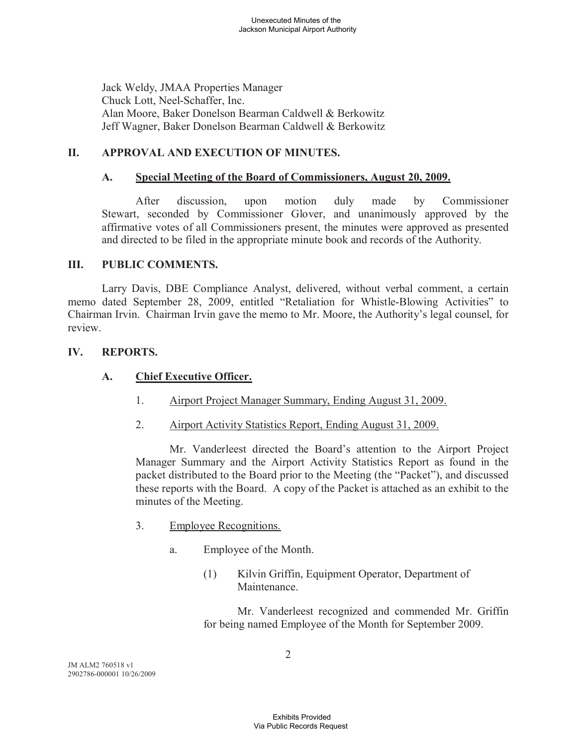Jack Weldy, JMAA Properties Manager
Chuck Lott, Neel-Schaffer, Inc.
Alan Moore, Baker Donelson Bearman Caldwell & Berkowitz
Jeff Wagner, Baker Donelson Bearman Caldwell & Berkowitz

## II. APPROVAL AND EXECUTION OF MINUTES.

### A. Special Meeting of the Board of Commissioners, August 20, 2009.

After discussion, upon motion duly made by Commissioner Stewart, seconded by Commissioner Glover, and unanimously approved by the affirmative votes of all Commissioners present, the minutes were approved as presented and directed to be filed in the appropriate minute book and records of the Authority.

## III. PUBLIC COMMENTS.

Larry Davis, DBE Compliance Analyst, delivered, without verbal comment, a certain memo dated September 28, 2009, entitled "Retaliation for Whistle-Blowing Activities" to Chairman Irvin. Chairman Irvin gave the memo to Mr. Moore, the Authority's legal counsel, for review.

## IV. REPORTS.

### A. Chief Executive Officer.

1. Airport Project Manager Summary, Ending August 31, 2009.

2. Airport Activity Statistics Report, Ending August 31, 2009.

Mr. Vanderleest directed the Board's attention to the Airport Project Manager Summary and the Airport Activity Statistics Report as found in the packet distributed to the Board prior to the Meeting (the "Packet"), and discussed these reports with the Board. A copy of the Packet is attached as an exhibit to the minutes of the Meeting.

3. Employee Recognitions.

   a. Employee of the Month.

      (1) Kilvin Griffin, Equipment Operator, Department of Maintenance.

      Mr. Vanderleest recognized and commended Mr. Griffin for being named Employee of the Month for September 2009.

JM ALM2 760518 v1
2902786-000001 10/26/2009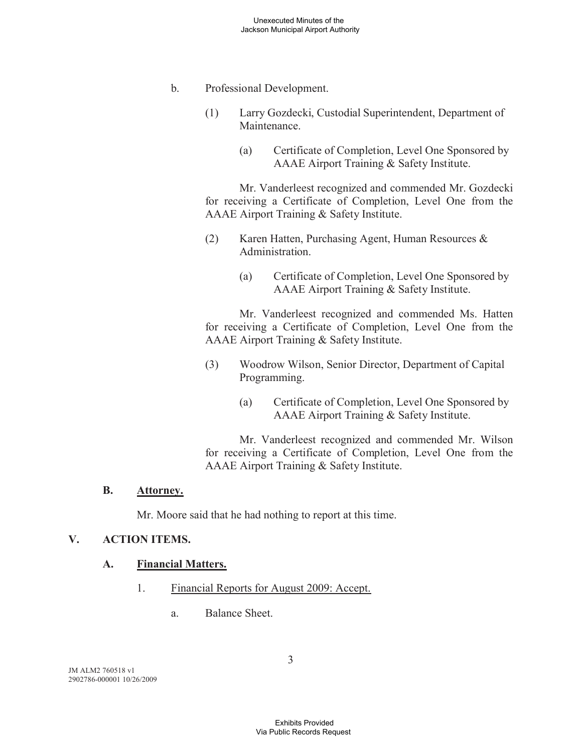b. Professional Development.

(1) Larry Gozdecki, Custodial Superintendent, Department of Maintenance.

(a) Certificate of Completion, Level One Sponsored by AAAE Airport Training & Safety Institute.

Mr. Vanderleest recognized and commended Mr. Gozdecki for receiving a Certificate of Completion, Level One from the AAAE Airport Training & Safety Institute.

(2) Karen Hatten, Purchasing Agent, Human Resources & Administration.

(a) Certificate of Completion, Level One Sponsored by AAAE Airport Training & Safety Institute.

Mr. Vanderleest recognized and commended Ms. Hatten for receiving a Certificate of Completion, Level One from the AAAE Airport Training & Safety Institute.

(3) Woodrow Wilson, Senior Director, Department of Capital Programming.

(a) Certificate of Completion, Level One Sponsored by AAAE Airport Training & Safety Institute.

Mr. Vanderleest recognized and commended Mr. Wilson for receiving a Certificate of Completion, Level One from the AAAE Airport Training & Safety Institute.

### B. <u>Attorney.</u>

Mr. Moore said that he had nothing to report at this time.

## V. ACTION ITEMS.

### A. <u>Financial Matters.</u>

1. <u>Financial Reports for August 2009: Accept.</u>

a. Balance Sheet.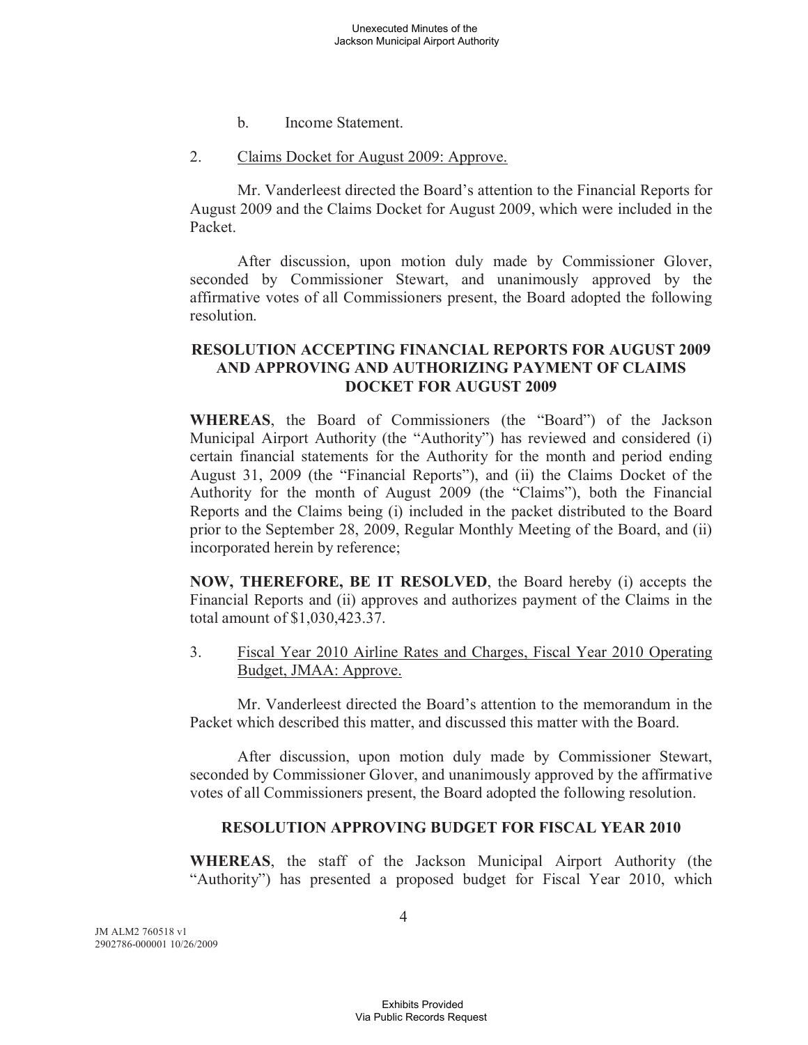b. Income Statement.

2. Claims Docket for August 2009: Approve.

Mr. Vanderleest directed the Board's attention to the Financial Reports for August 2009 and the Claims Docket for August 2009, which were included in the Packet.

After discussion, upon motion duly made by Commissioner Glover, seconded by Commissioner Stewart, and unanimously approved by the affirmative votes of all Commissioners present, the Board adopted the following resolution.

**RESOLUTION ACCEPTING FINANCIAL REPORTS FOR AUGUST 2009 AND APPROVING AND AUTHORIZING PAYMENT OF CLAIMS DOCKET FOR AUGUST 2009**

**WHEREAS**, the Board of Commissioners (the "Board") of the Jackson Municipal Airport Authority (the "Authority") has reviewed and considered (i) certain financial statements for the Authority for the month and period ending August 31, 2009 (the "Financial Reports"), and (ii) the Claims Docket of the Authority for the month of August 2009 (the "Claims"), both the Financial Reports and the Claims being (i) included in the packet distributed to the Board prior to the September 28, 2009, Regular Monthly Meeting of the Board, and (ii) incorporated herein by reference;

**NOW, THEREFORE, BE IT RESOLVED**, the Board hereby (i) accepts the Financial Reports and (ii) approves and authorizes payment of the Claims in the total amount of $1,030,423.37.

3. Fiscal Year 2010 Airline Rates and Charges, Fiscal Year 2010 Operating Budget, JMAA: Approve.

Mr. Vanderleest directed the Board's attention to the memorandum in the Packet which described this matter, and discussed this matter with the Board.

After discussion, upon motion duly made by Commissioner Stewart, seconded by Commissioner Glover, and unanimously approved by the affirmative votes of all Commissioners present, the Board adopted the following resolution.

**RESOLUTION APPROVING BUDGET FOR FISCAL YEAR 2010**

**WHEREAS**, the staff of the Jackson Municipal Airport Authority (the "Authority") has presented a proposed budget for Fiscal Year 2010, which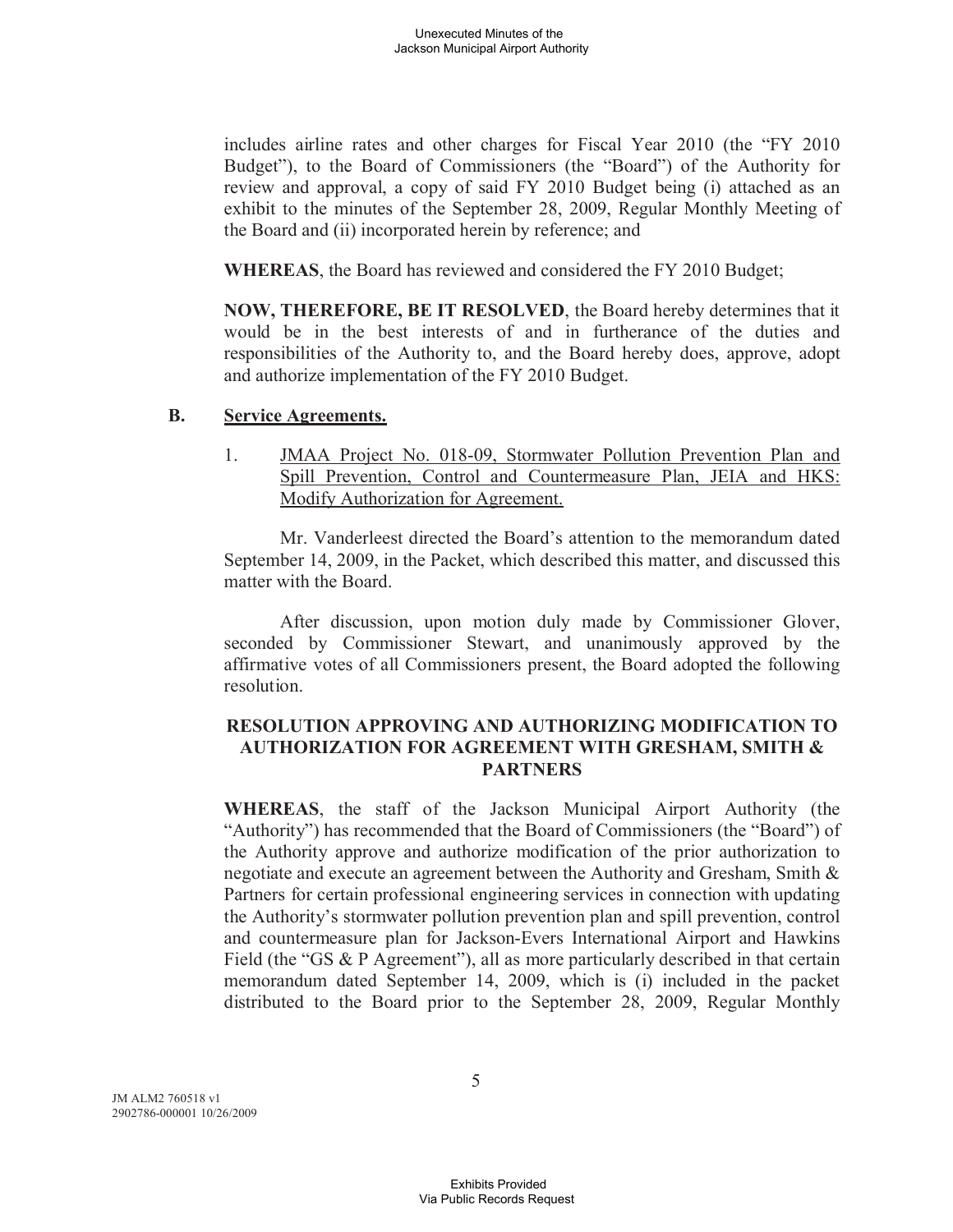includes airline rates and other charges for Fiscal Year 2010 (the "FY 2010 Budget"), to the Board of Commissioners (the "Board") of the Authority for review and approval, a copy of said FY 2010 Budget being (i) attached as an exhibit to the minutes of the September 28, 2009, Regular Monthly Meeting of the Board and (ii) incorporated herein by reference; and

**WHEREAS**, the Board has reviewed and considered the FY 2010 Budget;

**NOW, THEREFORE, BE IT RESOLVED**, the Board hereby determines that it would be in the best interests of and in furtherance of the duties and responsibilities of the Authority to, and the Board hereby does, approve, adopt and authorize implementation of the FY 2010 Budget.

## B. Service Agreements.

1. JMAA Project No. 018-09, Stormwater Pollution Prevention Plan and Spill Prevention, Control and Countermeasure Plan, JEIA and HKS: Modify Authorization for Agreement.

Mr. Vanderleest directed the Board's attention to the memorandum dated September 14, 2009, in the Packet, which described this matter, and discussed this matter with the Board.

After discussion, upon motion duly made by Commissioner Glover, seconded by Commissioner Stewart, and unanimously approved by the affirmative votes of all Commissioners present, the Board adopted the following resolution.

**RESOLUTION APPROVING AND AUTHORIZING MODIFICATION TO AUTHORIZATION FOR AGREEMENT WITH GRESHAM, SMITH & PARTNERS**

**WHEREAS**, the staff of the Jackson Municipal Airport Authority (the "Authority") has recommended that the Board of Commissioners (the "Board") of the Authority approve and authorize modification of the prior authorization to negotiate and execute an agreement between the Authority and Gresham, Smith & Partners for certain professional engineering services in connection with updating the Authority's stormwater pollution prevention plan and spill prevention, control and countermeasure plan for Jackson-Evers International Airport and Hawkins Field (the "GS & P Agreement"), all as more particularly described in that certain memorandum dated September 14, 2009, which is (i) included in the packet distributed to the Board prior to the September 28, 2009, Regular Monthly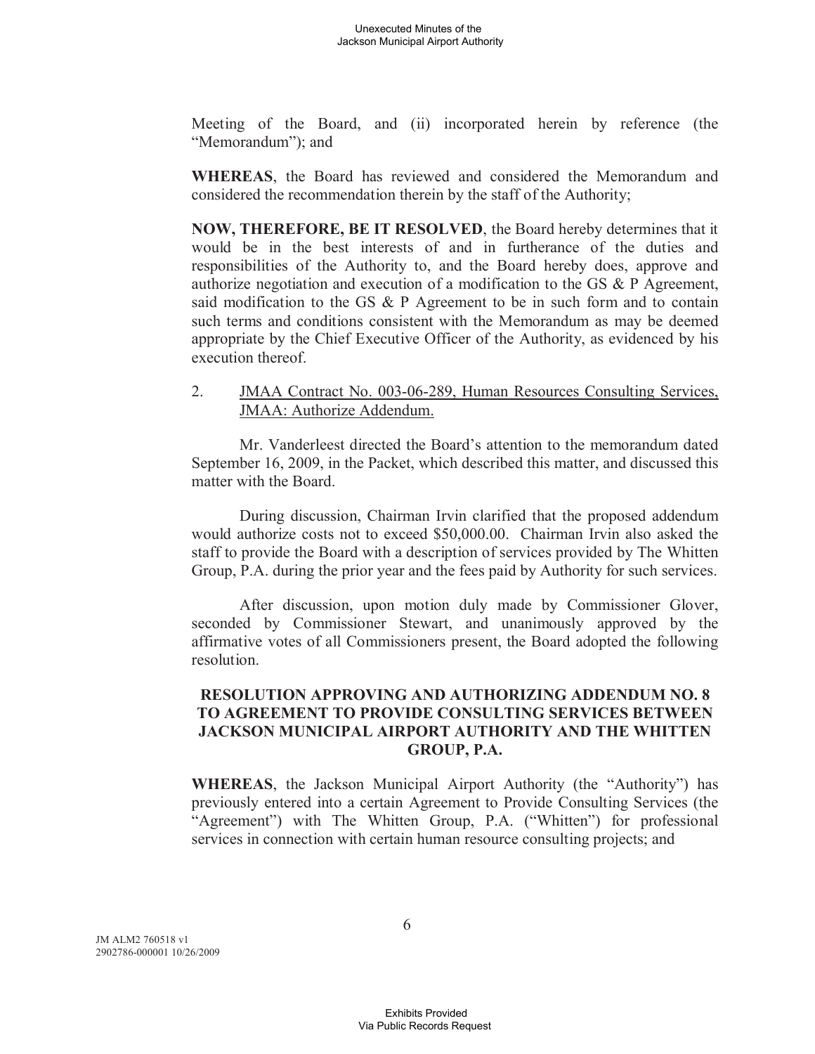Meeting of the Board, and (ii) incorporated herein by reference (the "Memorandum"); and

**WHEREAS**, the Board has reviewed and considered the Memorandum and considered the recommendation therein by the staff of the Authority;

**NOW, THEREFORE, BE IT RESOLVED**, the Board hereby determines that it would be in the best interests of and in furtherance of the duties and responsibilities of the Authority to, and the Board hereby does, approve and authorize negotiation and execution of a modification to the GS & P Agreement, said modification to the GS & P Agreement to be in such form and to contain such terms and conditions consistent with the Memorandum as may be deemed appropriate by the Chief Executive Officer of the Authority, as evidenced by his execution thereof.

2. <u>JMAA Contract No. 003-06-289, Human Resources Consulting Services, JMAA: Authorize Addendum.</u>

Mr. Vanderleest directed the Board's attention to the memorandum dated September 16, 2009, in the Packet, which described this matter, and discussed this matter with the Board.

During discussion, Chairman Irvin clarified that the proposed addendum would authorize costs not to exceed $50,000.00. Chairman Irvin also asked the staff to provide the Board with a description of services provided by The Whitten Group, P.A. during the prior year and the fees paid by Authority for such services.

After discussion, upon motion duly made by Commissioner Glover, seconded by Commissioner Stewart, and unanimously approved by the affirmative votes of all Commissioners present, the Board adopted the following resolution.

**RESOLUTION APPROVING AND AUTHORIZING ADDENDUM NO. 8 TO AGREEMENT TO PROVIDE CONSULTING SERVICES BETWEEN JACKSON MUNICIPAL AIRPORT AUTHORITY AND THE WHITTEN GROUP, P.A.**

**WHEREAS**, the Jackson Municipal Airport Authority (the "Authority") has previously entered into a certain Agreement to Provide Consulting Services (the "Agreement") with The Whitten Group, P.A. ("Whitten") for professional services in connection with certain human resource consulting projects; and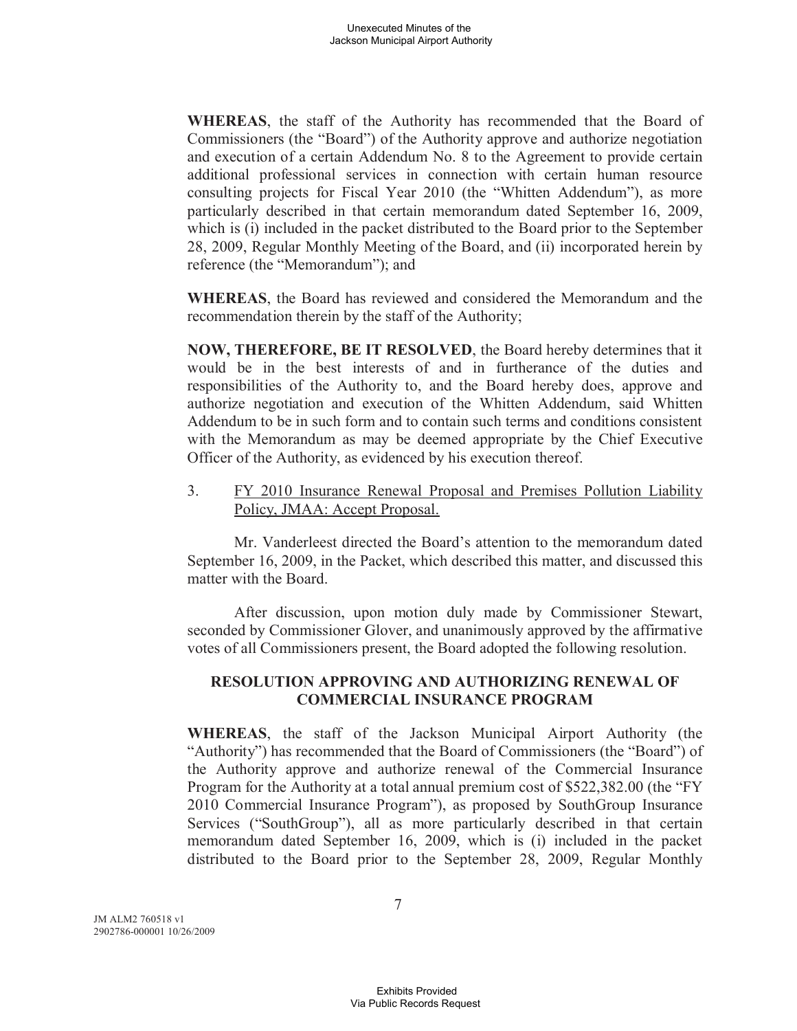**WHEREAS**, the staff of the Authority has recommended that the Board of Commissioners (the "Board") of the Authority approve and authorize negotiation and execution of a certain Addendum No. 8 to the Agreement to provide certain additional professional services in connection with certain human resource consulting projects for Fiscal Year 2010 (the "Whitten Addendum"), as more particularly described in that certain memorandum dated September 16, 2009, which is (i) included in the packet distributed to the Board prior to the September 28, 2009, Regular Monthly Meeting of the Board, and (ii) incorporated herein by reference (the "Memorandum"); and

**WHEREAS**, the Board has reviewed and considered the Memorandum and the recommendation therein by the staff of the Authority;

**NOW, THEREFORE, BE IT RESOLVED**, the Board hereby determines that it would be in the best interests of and in furtherance of the duties and responsibilities of the Authority to, and the Board hereby does, approve and authorize negotiation and execution of the Whitten Addendum, said Whitten Addendum to be in such form and to contain such terms and conditions consistent with the Memorandum as may be deemed appropriate by the Chief Executive Officer of the Authority, as evidenced by his execution thereof.

3. FY 2010 Insurance Renewal Proposal and Premises Pollution Liability Policy, JMAA: Accept Proposal.

Mr. Vanderleest directed the Board's attention to the memorandum dated September 16, 2009, in the Packet, which described this matter, and discussed this matter with the Board.

After discussion, upon motion duly made by Commissioner Stewart, seconded by Commissioner Glover, and unanimously approved by the affirmative votes of all Commissioners present, the Board adopted the following resolution.

**RESOLUTION APPROVING AND AUTHORIZING RENEWAL OF COMMERCIAL INSURANCE PROGRAM**

**WHEREAS**, the staff of the Jackson Municipal Airport Authority (the "Authority") has recommended that the Board of Commissioners (the "Board") of the Authority approve and authorize renewal of the Commercial Insurance Program for the Authority at a total annual premium cost of $522,382.00 (the "FY 2010 Commercial Insurance Program"), as proposed by SouthGroup Insurance Services ("SouthGroup"), all as more particularly described in that certain memorandum dated September 16, 2009, which is (i) included in the packet distributed to the Board prior to the September 28, 2009, Regular Monthly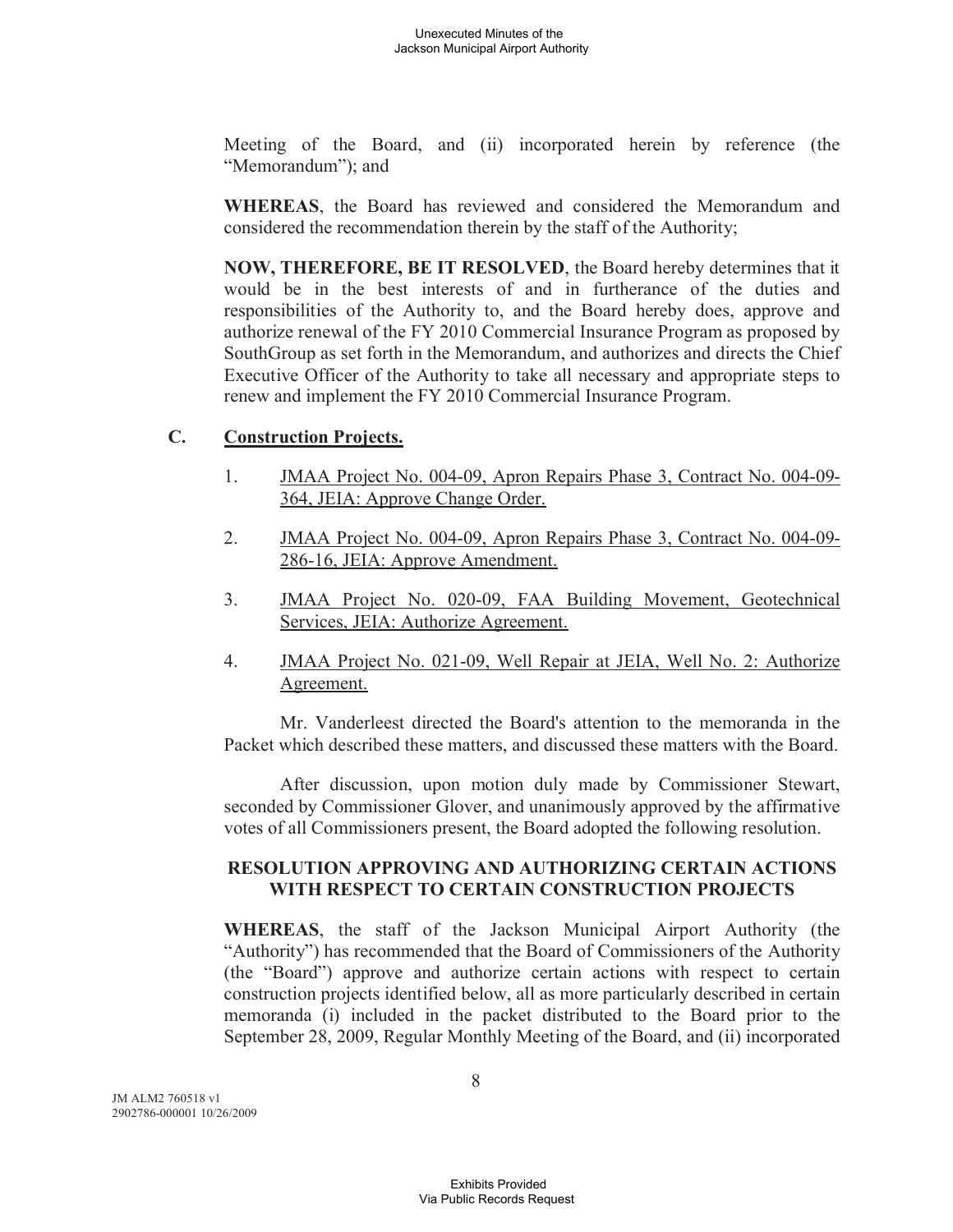Meeting of the Board, and (ii) incorporated herein by reference (the "Memorandum"); and

**WHEREAS**, the Board has reviewed and considered the Memorandum and considered the recommendation therein by the staff of the Authority;

**NOW, THEREFORE, BE IT RESOLVED**, the Board hereby determines that it would be in the best interests of and in furtherance of the duties and responsibilities of the Authority to, and the Board hereby does, approve and authorize renewal of the FY 2010 Commercial Insurance Program as proposed by SouthGroup as set forth in the Memorandum, and authorizes and directs the Chief Executive Officer of the Authority to take all necessary and appropriate steps to renew and implement the FY 2010 Commercial Insurance Program.

## C. Construction Projects.

1. JMAA Project No. 004-09, Apron Repairs Phase 3, Contract No. 004-09-364, JEIA: Approve Change Order.

2. JMAA Project No. 004-09, Apron Repairs Phase 3, Contract No. 004-09-286-16, JEIA: Approve Amendment.

3. JMAA Project No. 020-09, FAA Building Movement, Geotechnical Services, JEIA: Authorize Agreement.

4. JMAA Project No. 021-09, Well Repair at JEIA, Well No. 2: Authorize Agreement.

Mr. Vanderleest directed the Board's attention to the memoranda in the Packet which described these matters, and discussed these matters with the Board.

After discussion, upon motion duly made by Commissioner Stewart, seconded by Commissioner Glover, and unanimously approved by the affirmative votes of all Commissioners present, the Board adopted the following resolution.

**RESOLUTION APPROVING AND AUTHORIZING CERTAIN ACTIONS WITH RESPECT TO CERTAIN CONSTRUCTION PROJECTS**

**WHEREAS**, the staff of the Jackson Municipal Airport Authority (the "Authority") has recommended that the Board of Commissioners of the Authority (the "Board") approve and authorize certain actions with respect to certain construction projects identified below, all as more particularly described in certain memoranda (i) included in the packet distributed to the Board prior to the September 28, 2009, Regular Monthly Meeting of the Board, and (ii) incorporated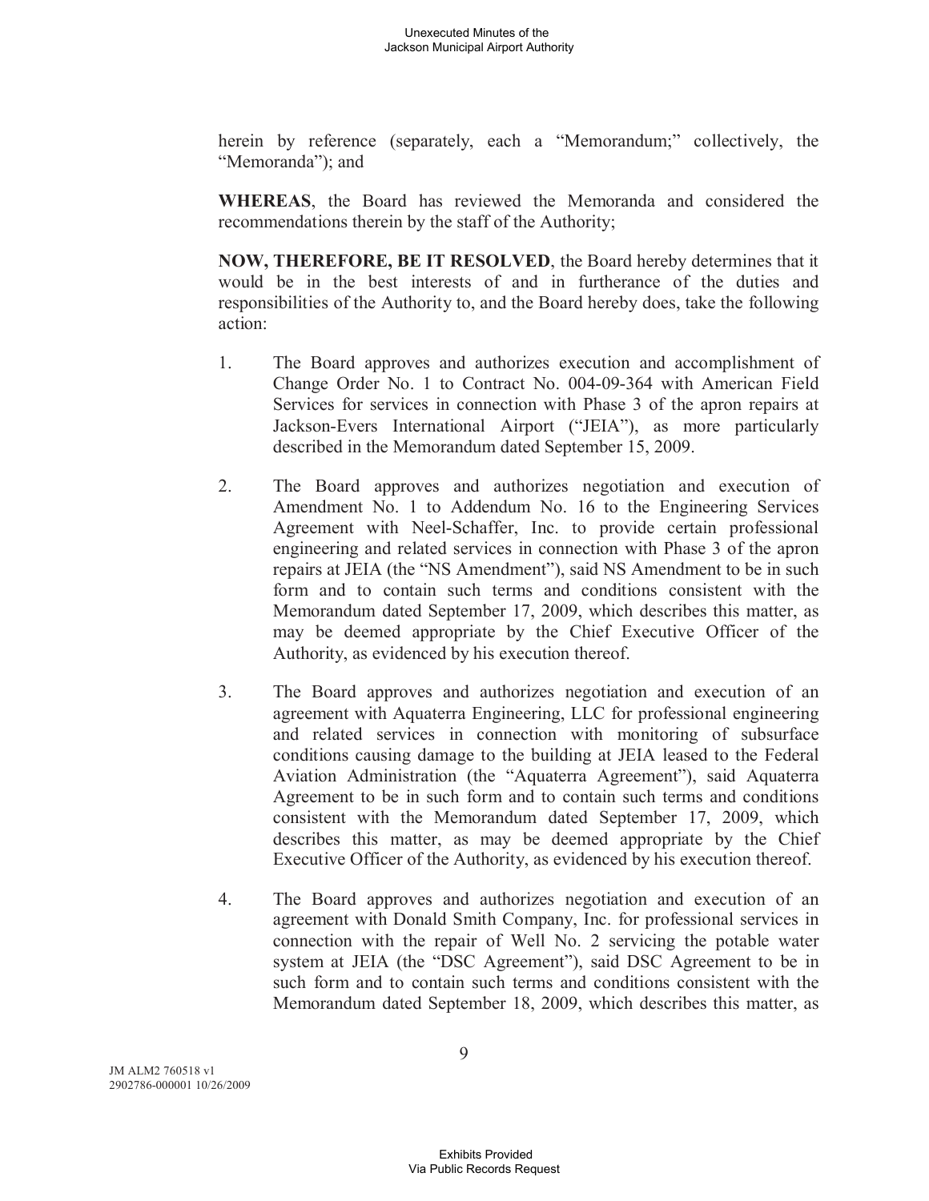herein by reference (separately, each a "Memorandum;" collectively, the "Memoranda"); and

**WHEREAS**, the Board has reviewed the Memoranda and considered the recommendations therein by the staff of the Authority;

**NOW, THEREFORE, BE IT RESOLVED**, the Board hereby determines that it would be in the best interests of and in furtherance of the duties and responsibilities of the Authority to, and the Board hereby does, take the following action:

1. The Board approves and authorizes execution and accomplishment of Change Order No. 1 to Contract No. 004-09-364 with American Field Services for services in connection with Phase 3 of the apron repairs at Jackson-Evers International Airport ("JEIA"), as more particularly described in the Memorandum dated September 15, 2009.

2. The Board approves and authorizes negotiation and execution of Amendment No. 1 to Addendum No. 16 to the Engineering Services Agreement with Neel-Schaffer, Inc. to provide certain professional engineering and related services in connection with Phase 3 of the apron repairs at JEIA (the "NS Amendment"), said NS Amendment to be in such form and to contain such terms and conditions consistent with the Memorandum dated September 17, 2009, which describes this matter, as may be deemed appropriate by the Chief Executive Officer of the Authority, as evidenced by his execution thereof.

3. The Board approves and authorizes negotiation and execution of an agreement with Aquaterra Engineering, LLC for professional engineering and related services in connection with monitoring of subsurface conditions causing damage to the building at JEIA leased to the Federal Aviation Administration (the "Aquaterra Agreement"), said Aquaterra Agreement to be in such form and to contain such terms and conditions consistent with the Memorandum dated September 17, 2009, which describes this matter, as may be deemed appropriate by the Chief Executive Officer of the Authority, as evidenced by his execution thereof.

4. The Board approves and authorizes negotiation and execution of an agreement with Donald Smith Company, Inc. for professional services in connection with the repair of Well No. 2 servicing the potable water system at JEIA (the "DSC Agreement"), said DSC Agreement to be in such form and to contain such terms and conditions consistent with the Memorandum dated September 18, 2009, which describes this matter, as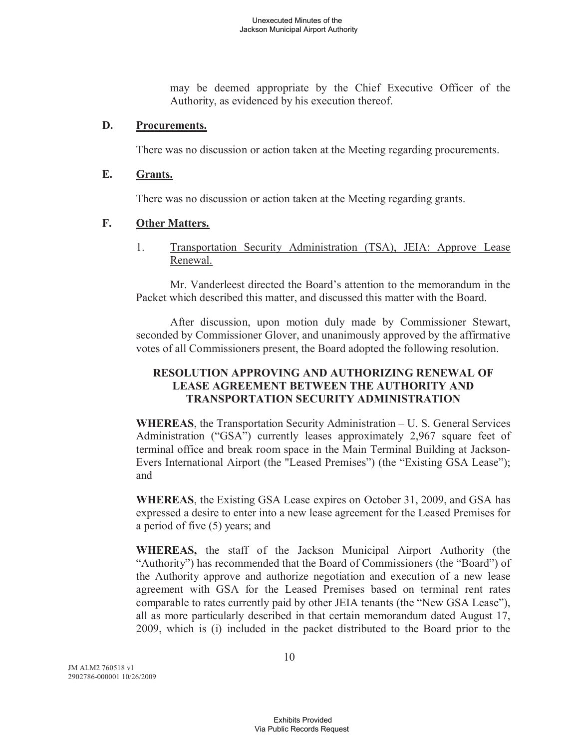may be deemed appropriate by the Chief Executive Officer of the Authority, as evidenced by his execution thereof.

### D. Procurements.

There was no discussion or action taken at the Meeting regarding procurements.

### E. Grants.

There was no discussion or action taken at the Meeting regarding grants.

### F. Other Matters.

1. Transportation Security Administration (TSA), JEIA: Approve Lease Renewal.

Mr. Vanderleest directed the Board's attention to the memorandum in the Packet which described this matter, and discussed this matter with the Board.

After discussion, upon motion duly made by Commissioner Stewart, seconded by Commissioner Glover, and unanimously approved by the affirmative votes of all Commissioners present, the Board adopted the following resolution.

**RESOLUTION APPROVING AND AUTHORIZING RENEWAL OF LEASE AGREEMENT BETWEEN THE AUTHORITY AND TRANSPORTATION SECURITY ADMINISTRATION**

**WHEREAS**, the Transportation Security Administration – U. S. General Services Administration ("GSA") currently leases approximately 2,967 square feet of terminal office and break room space in the Main Terminal Building at Jackson-Evers International Airport (the "Leased Premises") (the "Existing GSA Lease"); and

**WHEREAS**, the Existing GSA Lease expires on October 31, 2009, and GSA has expressed a desire to enter into a new lease agreement for the Leased Premises for a period of five (5) years; and

**WHEREAS,** the staff of the Jackson Municipal Airport Authority (the "Authority") has recommended that the Board of Commissioners (the "Board") of the Authority approve and authorize negotiation and execution of a new lease agreement with GSA for the Leased Premises based on terminal rent rates comparable to rates currently paid by other JEIA tenants (the "New GSA Lease"), all as more particularly described in that certain memorandum dated August 17, 2009, which is (i) included in the packet distributed to the Board prior to the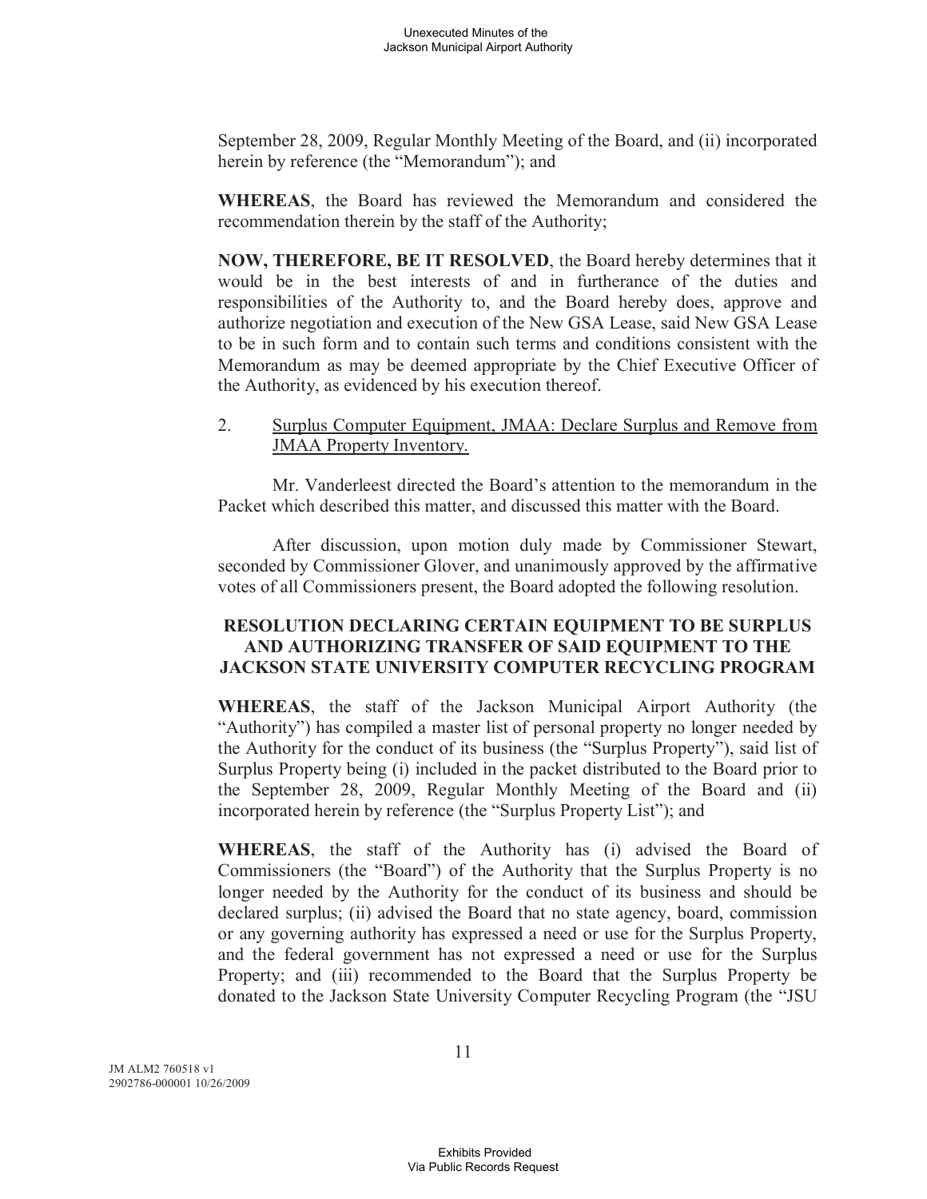September 28, 2009, Regular Monthly Meeting of the Board, and (ii) incorporated herein by reference (the "Memorandum"); and

**WHEREAS**, the Board has reviewed the Memorandum and considered the recommendation therein by the staff of the Authority;

**NOW, THEREFORE, BE IT RESOLVED**, the Board hereby determines that it would be in the best interests of and in furtherance of the duties and responsibilities of the Authority to, and the Board hereby does, approve and authorize negotiation and execution of the New GSA Lease, said New GSA Lease to be in such form and to contain such terms and conditions consistent with the Memorandum as may be deemed appropriate by the Chief Executive Officer of the Authority, as evidenced by his execution thereof.

2. Surplus Computer Equipment, JMAA: Declare Surplus and Remove from JMAA Property Inventory.

Mr. Vanderleest directed the Board's attention to the memorandum in the Packet which described this matter, and discussed this matter with the Board.

After discussion, upon motion duly made by Commissioner Stewart, seconded by Commissioner Glover, and unanimously approved by the affirmative votes of all Commissioners present, the Board adopted the following resolution.

**RESOLUTION DECLARING CERTAIN EQUIPMENT TO BE SURPLUS AND AUTHORIZING TRANSFER OF SAID EQUIPMENT TO THE JACKSON STATE UNIVERSITY COMPUTER RECYCLING PROGRAM**

**WHEREAS**, the staff of the Jackson Municipal Airport Authority (the "Authority") has compiled a master list of personal property no longer needed by the Authority for the conduct of its business (the "Surplus Property"), said list of Surplus Property being (i) included in the packet distributed to the Board prior to the September 28, 2009, Regular Monthly Meeting of the Board and (ii) incorporated herein by reference (the "Surplus Property List"); and

**WHEREAS**, the staff of the Authority has (i) advised the Board of Commissioners (the "Board") of the Authority that the Surplus Property is no longer needed by the Authority for the conduct of its business and should be declared surplus; (ii) advised the Board that no state agency, board, commission or any governing authority has expressed a need or use for the Surplus Property, and the federal government has not expressed a need or use for the Surplus Property; and (iii) recommended to the Board that the Surplus Property be donated to the Jackson State University Computer Recycling Program (the "JSU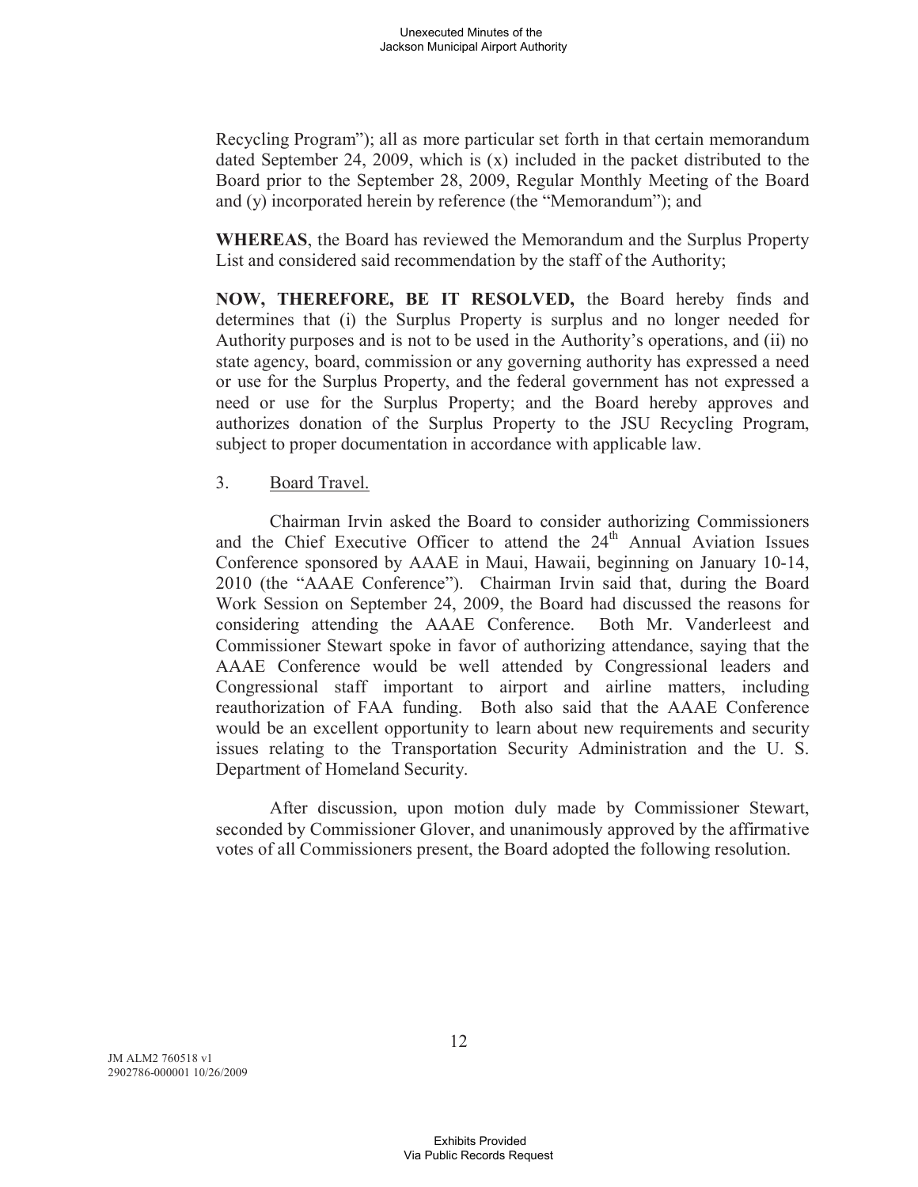Recycling Program"); all as more particular set forth in that certain memorandum dated September 24, 2009, which is (x) included in the packet distributed to the Board prior to the September 28, 2009, Regular Monthly Meeting of the Board and (y) incorporated herein by reference (the "Memorandum"); and

**WHEREAS**, the Board has reviewed the Memorandum and the Surplus Property List and considered said recommendation by the staff of the Authority;

**NOW, THEREFORE, BE IT RESOLVED,** the Board hereby finds and determines that (i) the Surplus Property is surplus and no longer needed for Authority purposes and is not to be used in the Authority's operations, and (ii) no state agency, board, commission or any governing authority has expressed a need or use for the Surplus Property, and the federal government has not expressed a need or use for the Surplus Property; and the Board hereby approves and authorizes donation of the Surplus Property to the JSU Recycling Program, subject to proper documentation in accordance with applicable law.

3. Board Travel.

Chairman Irvin asked the Board to consider authorizing Commissioners and the Chief Executive Officer to attend the 24th Annual Aviation Issues Conference sponsored by AAAE in Maui, Hawaii, beginning on January 10-14, 2010 (the "AAAE Conference"). Chairman Irvin said that, during the Board Work Session on September 24, 2009, the Board had discussed the reasons for considering attending the AAAE Conference. Both Mr. Vanderleest and Commissioner Stewart spoke in favor of authorizing attendance, saying that the AAAE Conference would be well attended by Congressional leaders and Congressional staff important to airport and airline matters, including reauthorization of FAA funding. Both also said that the AAAE Conference would be an excellent opportunity to learn about new requirements and security issues relating to the Transportation Security Administration and the U. S. Department of Homeland Security.

After discussion, upon motion duly made by Commissioner Stewart, seconded by Commissioner Glover, and unanimously approved by the affirmative votes of all Commissioners present, the Board adopted the following resolution.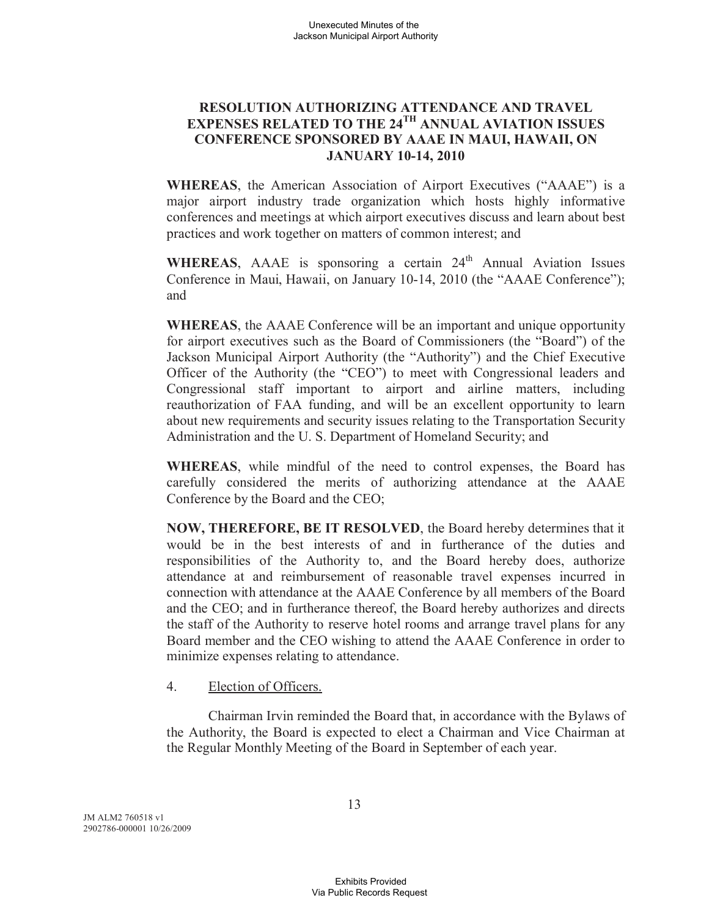**RESOLUTION AUTHORIZING ATTENDANCE AND TRAVEL EXPENSES RELATED TO THE 24TH ANNUAL AVIATION ISSUES CONFERENCE SPONSORED BY AAAE IN MAUI, HAWAII, ON JANUARY 10-14, 2010**

**WHEREAS**, the American Association of Airport Executives ("AAAE") is a major airport industry trade organization which hosts highly informative conferences and meetings at which airport executives discuss and learn about best practices and work together on matters of common interest; and

**WHEREAS**, AAAE is sponsoring a certain 24th Annual Aviation Issues Conference in Maui, Hawaii, on January 10-14, 2010 (the "AAAE Conference"); and

**WHEREAS**, the AAAE Conference will be an important and unique opportunity for airport executives such as the Board of Commissioners (the "Board") of the Jackson Municipal Airport Authority (the "Authority") and the Chief Executive Officer of the Authority (the "CEO") to meet with Congressional leaders and Congressional staff important to airport and airline matters, including reauthorization of FAA funding, and will be an excellent opportunity to learn about new requirements and security issues relating to the Transportation Security Administration and the U. S. Department of Homeland Security; and

**WHEREAS**, while mindful of the need to control expenses, the Board has carefully considered the merits of authorizing attendance at the AAAE Conference by the Board and the CEO;

**NOW, THEREFORE, BE IT RESOLVED**, the Board hereby determines that it would be in the best interests of and in furtherance of the duties and responsibilities of the Authority to, and the Board hereby does, authorize attendance at and reimbursement of reasonable travel expenses incurred in connection with attendance at the AAAE Conference by all members of the Board and the CEO; and in furtherance thereof, the Board hereby authorizes and directs the staff of the Authority to reserve hotel rooms and arrange travel plans for any Board member and the CEO wishing to attend the AAAE Conference in order to minimize expenses relating to attendance.

4. Election of Officers.

Chairman Irvin reminded the Board that, in accordance with the Bylaws of the Authority, the Board is expected to elect a Chairman and Vice Chairman at the Regular Monthly Meeting of the Board in September of each year.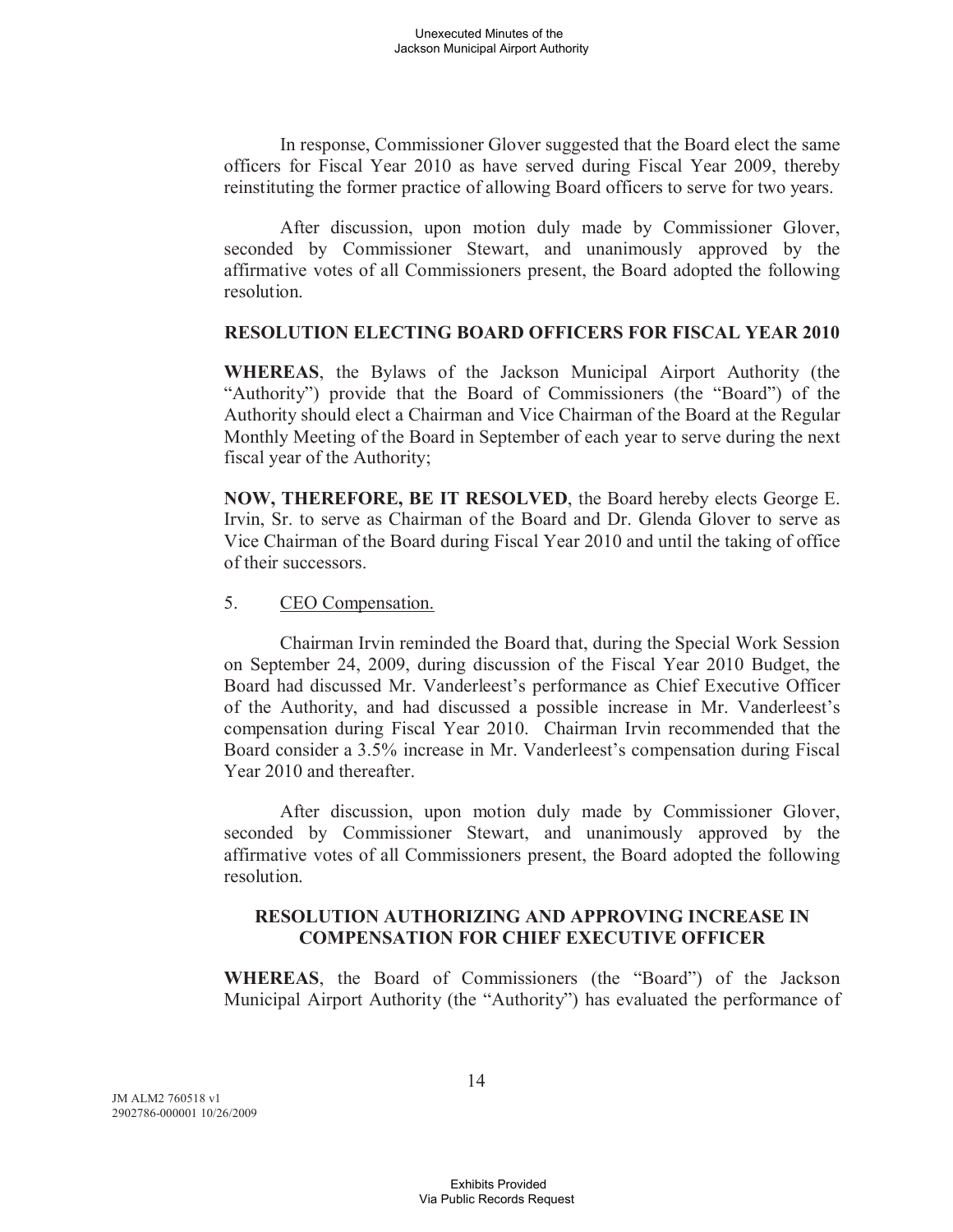In response, Commissioner Glover suggested that the Board elect the same officers for Fiscal Year 2010 as have served during Fiscal Year 2009, thereby reinstituting the former practice of allowing Board officers to serve for two years.

After discussion, upon motion duly made by Commissioner Glover, seconded by Commissioner Stewart, and unanimously approved by the affirmative votes of all Commissioners present, the Board adopted the following resolution.

**RESOLUTION ELECTING BOARD OFFICERS FOR FISCAL YEAR 2010**

**WHEREAS**, the Bylaws of the Jackson Municipal Airport Authority (the "Authority") provide that the Board of Commissioners (the "Board") of the Authority should elect a Chairman and Vice Chairman of the Board at the Regular Monthly Meeting of the Board in September of each year to serve during the next fiscal year of the Authority;

**NOW, THEREFORE, BE IT RESOLVED**, the Board hereby elects George E. Irvin, Sr. to serve as Chairman of the Board and Dr. Glenda Glover to serve as Vice Chairman of the Board during Fiscal Year 2010 and until the taking of office of their successors.

5. CEO Compensation.

Chairman Irvin reminded the Board that, during the Special Work Session on September 24, 2009, during discussion of the Fiscal Year 2010 Budget, the Board had discussed Mr. Vanderleest's performance as Chief Executive Officer of the Authority, and had discussed a possible increase in Mr. Vanderleest's compensation during Fiscal Year 2010. Chairman Irvin recommended that the Board consider a 3.5% increase in Mr. Vanderleest's compensation during Fiscal Year 2010 and thereafter.

After discussion, upon motion duly made by Commissioner Glover, seconded by Commissioner Stewart, and unanimously approved by the affirmative votes of all Commissioners present, the Board adopted the following resolution.

**RESOLUTION AUTHORIZING AND APPROVING INCREASE IN COMPENSATION FOR CHIEF EXECUTIVE OFFICER**

**WHEREAS**, the Board of Commissioners (the "Board") of the Jackson Municipal Airport Authority (the "Authority") has evaluated the performance of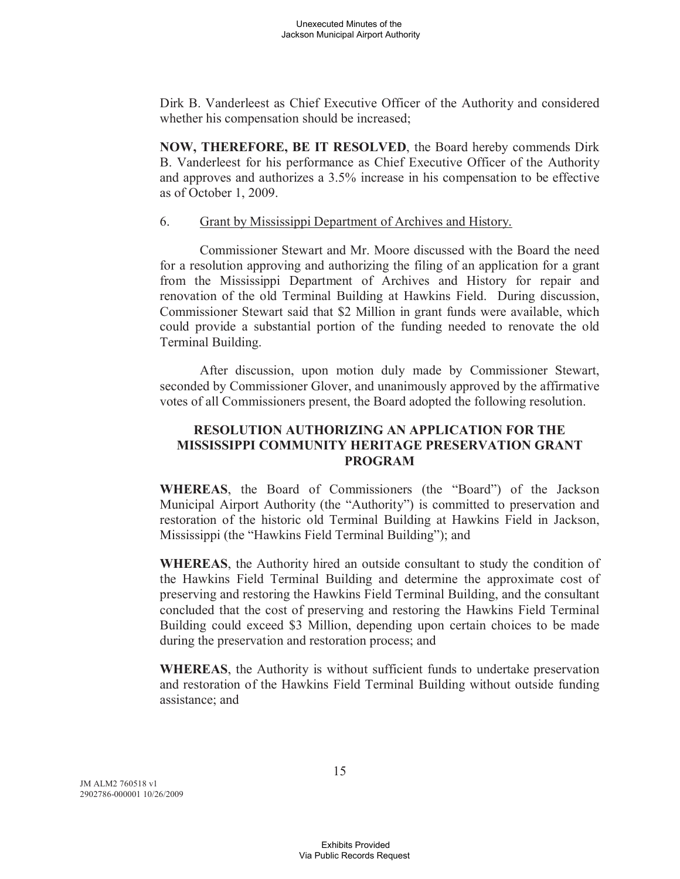Dirk B. Vanderleest as Chief Executive Officer of the Authority and considered whether his compensation should be increased;

**NOW, THEREFORE, BE IT RESOLVED**, the Board hereby commends Dirk B. Vanderleest for his performance as Chief Executive Officer of the Authority and approves and authorizes a 3.5% increase in his compensation to be effective as of October 1, 2009.

6. Grant by Mississippi Department of Archives and History.

Commissioner Stewart and Mr. Moore discussed with the Board the need for a resolution approving and authorizing the filing of an application for a grant from the Mississippi Department of Archives and History for repair and renovation of the old Terminal Building at Hawkins Field. During discussion, Commissioner Stewart said that $2 Million in grant funds were available, which could provide a substantial portion of the funding needed to renovate the old Terminal Building.

After discussion, upon motion duly made by Commissioner Stewart, seconded by Commissioner Glover, and unanimously approved by the affirmative votes of all Commissioners present, the Board adopted the following resolution.

**RESOLUTION AUTHORIZING AN APPLICATION FOR THE MISSISSIPPI COMMUNITY HERITAGE PRESERVATION GRANT PROGRAM**

**WHEREAS**, the Board of Commissioners (the "Board") of the Jackson Municipal Airport Authority (the "Authority") is committed to preservation and restoration of the historic old Terminal Building at Hawkins Field in Jackson, Mississippi (the "Hawkins Field Terminal Building"); and

**WHEREAS**, the Authority hired an outside consultant to study the condition of the Hawkins Field Terminal Building and determine the approximate cost of preserving and restoring the Hawkins Field Terminal Building, and the consultant concluded that the cost of preserving and restoring the Hawkins Field Terminal Building could exceed $3 Million, depending upon certain choices to be made during the preservation and restoration process; and

**WHEREAS**, the Authority is without sufficient funds to undertake preservation and restoration of the Hawkins Field Terminal Building without outside funding assistance; and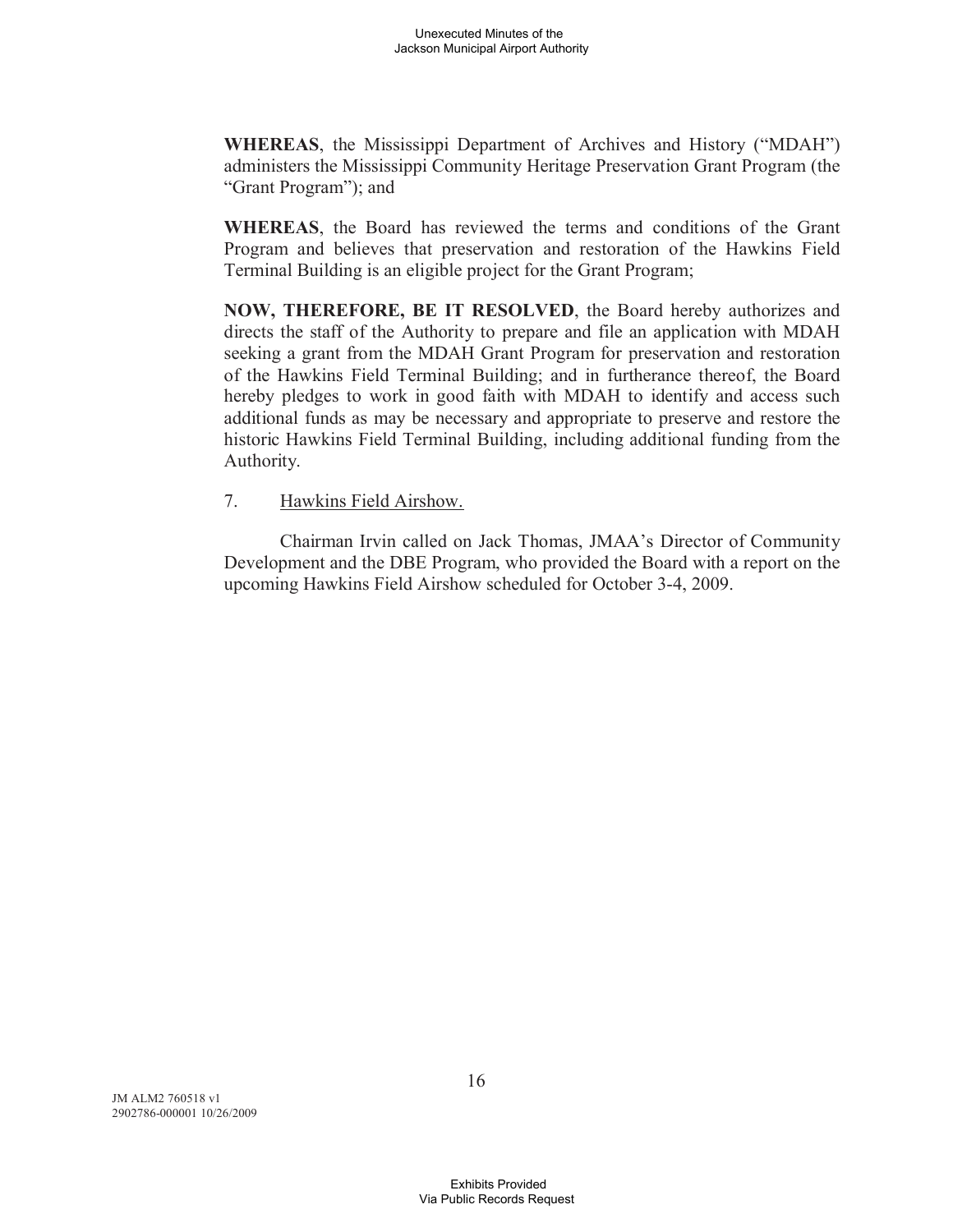**WHEREAS**, the Mississippi Department of Archives and History ("MDAH") administers the Mississippi Community Heritage Preservation Grant Program (the "Grant Program"); and

**WHEREAS**, the Board has reviewed the terms and conditions of the Grant Program and believes that preservation and restoration of the Hawkins Field Terminal Building is an eligible project for the Grant Program;

**NOW, THEREFORE, BE IT RESOLVED**, the Board hereby authorizes and directs the staff of the Authority to prepare and file an application with MDAH seeking a grant from the MDAH Grant Program for preservation and restoration of the Hawkins Field Terminal Building; and in furtherance thereof, the Board hereby pledges to work in good faith with MDAH to identify and access such additional funds as may be necessary and appropriate to preserve and restore the historic Hawkins Field Terminal Building, including additional funding from the Authority.

7. Hawkins Field Airshow.

Chairman Irvin called on Jack Thomas, JMAA's Director of Community Development and the DBE Program, who provided the Board with a report on the upcoming Hawkins Field Airshow scheduled for October 3-4, 2009.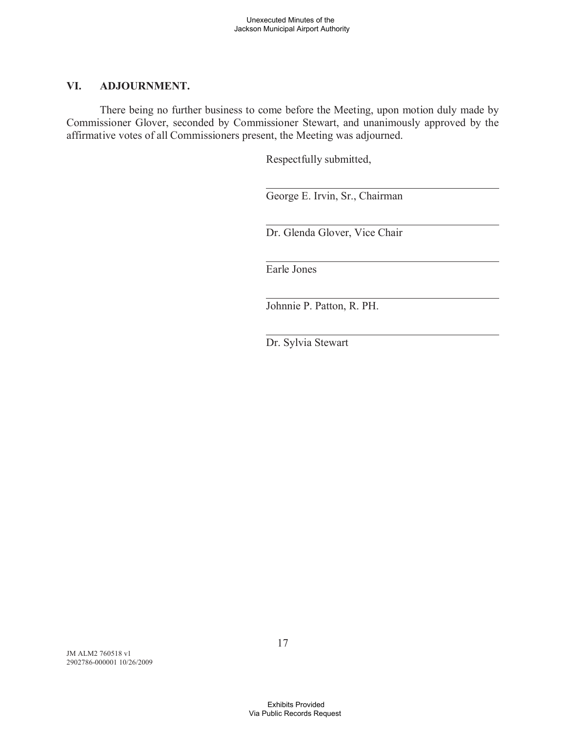## VI. ADJOURNMENT.

There being no further business to come before the Meeting, upon motion duly made by Commissioner Glover, seconded by Commissioner Stewart, and unanimously approved by the affirmative votes of all Commissioners present, the Meeting was adjourned.

Respectfully submitted,

\_\_\_\_\_\_\_\_\_\_\_\_\_\_\_\_\_\_\_\_\_\_\_\_\_\_\_\_\_\_\_\_\_\_\_\_\_\_\_\_
George E. Irvin, Sr., Chairman

\_\_\_\_\_\_\_\_\_\_\_\_\_\_\_\_\_\_\_\_\_\_\_\_\_\_\_\_\_\_\_\_\_\_\_\_\_\_\_\_
Dr. Glenda Glover, Vice Chair

\_\_\_\_\_\_\_\_\_\_\_\_\_\_\_\_\_\_\_\_\_\_\_\_\_\_\_\_\_\_\_\_\_\_\_\_\_\_\_\_
Earle Jones

\_\_\_\_\_\_\_\_\_\_\_\_\_\_\_\_\_\_\_\_\_\_\_\_\_\_\_\_\_\_\_\_\_\_\_\_\_\_\_\_
Johnnie P. Patton, R. PH.

\_\_\_\_\_\_\_\_\_\_\_\_\_\_\_\_\_\_\_\_\_\_\_\_\_\_\_\_\_\_\_\_\_\_\_\_\_\_\_\_
Dr. Sylvia Stewart

JM ALM2 760518 v1
2902786-000001 10/26/2009

Exhibits Provided
Via Public Records Request